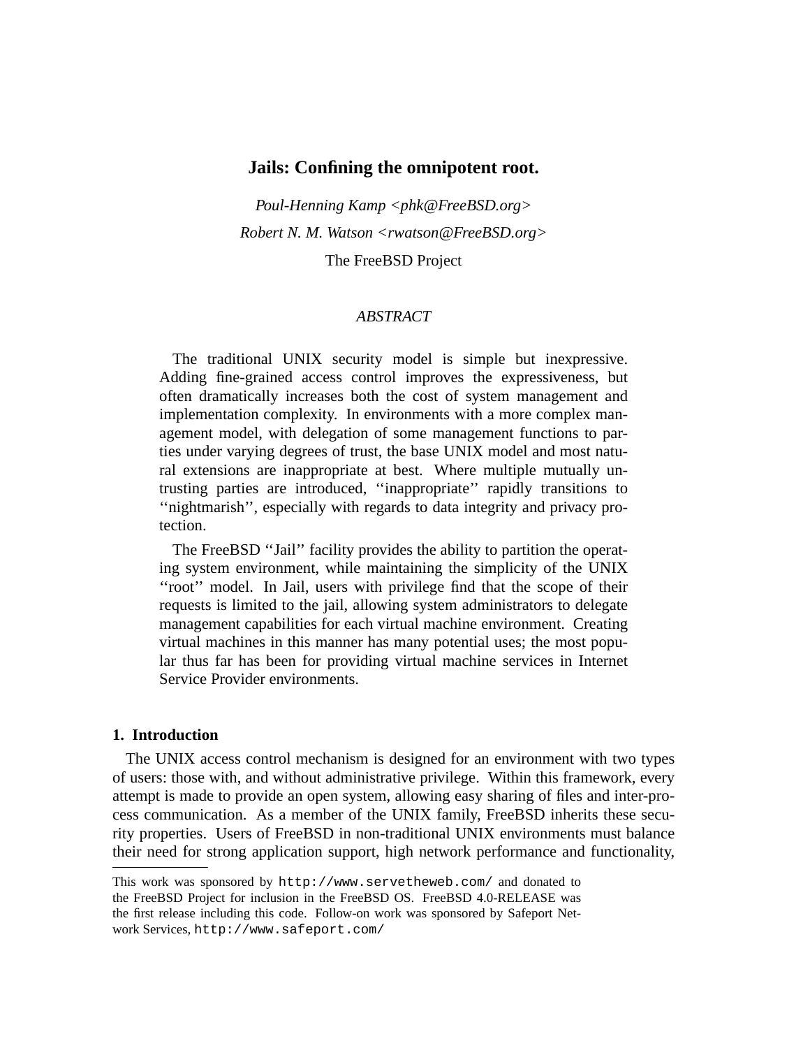# Jails: Confining the omnipotent root.

*Poul-Henning Kamp <phk@FreeBSD.org>*

*Robert N. M. Watson <rwatson@FreeBSD.org>*

The FreeBSD Project

*ABSTRACT*

The traditional UNIX security model is simple but inexpressive. Adding fine-grained access control improves the expressiveness, but often dramatically increases both the cost of system management and implementation complexity. In environments with a more complex management model, with delegation of some management functions to parties under varying degrees of trust, the base UNIX model and most natural extensions are inappropriate at best. Where multiple mutually untrusting parties are introduced, ''inappropriate'' rapidly transitions to ''nightmarish'', especially with regards to data integrity and privacy protection.

The FreeBSD ''Jail'' facility provides the ability to partition the operating system environment, while maintaining the simplicity of the UNIX ''root'' model. In Jail, users with privilege find that the scope of their requests is limited to the jail, allowing system administrators to delegate management capabilities for each virtual machine environment. Creating virtual machines in this manner has many potential uses; the most popular thus far has been for providing virtual machine services in Internet Service Provider environments.

## 1. Introduction

The UNIX access control mechanism is designed for an environment with two types of users: those with, and without administrative privilege. Within this framework, every attempt is made to provide an open system, allowing easy sharing of files and inter-process communication. As a member of the UNIX family, FreeBSD inherits these security properties. Users of FreeBSD in non-traditional UNIX environments must balance their need for strong application support, high network performance and functionality,

---

This work was sponsored by `http://www.servetheweb.com/` and donated to the FreeBSD Project for inclusion in the FreeBSD OS. FreeBSD 4.0-RELEASE was the first release including this code. Follow-on work was sponsored by Safeport Network Services, `http://www.safeport.com/`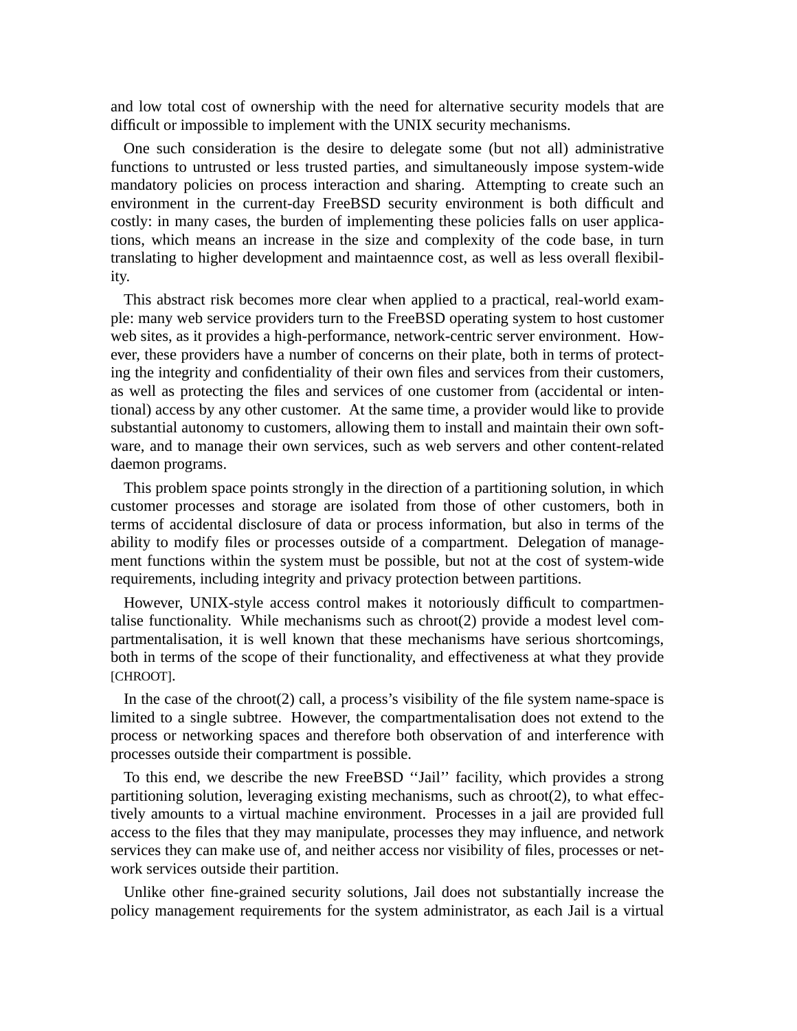and low total cost of ownership with the need for alternative security models that are difficult or impossible to implement with the UNIX security mechanisms.

One such consideration is the desire to delegate some (but not all) administrative functions to untrusted or less trusted parties, and simultaneously impose system-wide mandatory policies on process interaction and sharing. Attempting to create such an environment in the current-day FreeBSD security environment is both difficult and costly: in many cases, the burden of implementing these policies falls on user applications, which means an increase in the size and complexity of the code base, in turn translating to higher development and maintaennce cost, as well as less overall flexibility.

This abstract risk becomes more clear when applied to a practical, real-world example: many web service providers turn to the FreeBSD operating system to host customer web sites, as it provides a high-performance, network-centric server environment. However, these providers have a number of concerns on their plate, both in terms of protecting the integrity and confidentiality of their own files and services from their customers, as well as protecting the files and services of one customer from (accidental or intentional) access by any other customer. At the same time, a provider would like to provide substantial autonomy to customers, allowing them to install and maintain their own software, and to manage their own services, such as web servers and other content-related daemon programs.

This problem space points strongly in the direction of a partitioning solution, in which customer processes and storage are isolated from those of other customers, both in terms of accidental disclosure of data or process information, but also in terms of the ability to modify files or processes outside of a compartment. Delegation of management functions within the system must be possible, but not at the cost of system-wide requirements, including integrity and privacy protection between partitions.

However, UNIX-style access control makes it notoriously difficult to compartmentalise functionality. While mechanisms such as chroot(2) provide a modest level compartmentalisation, it is well known that these mechanisms have serious shortcomings, both in terms of the scope of their functionality, and effectiveness at what they provide [CHROOT].

In the case of the chroot(2) call, a process's visibility of the file system name-space is limited to a single subtree. However, the compartmentalisation does not extend to the process or networking spaces and therefore both observation of and interference with processes outside their compartment is possible.

To this end, we describe the new FreeBSD ''Jail'' facility, which provides a strong partitioning solution, leveraging existing mechanisms, such as chroot(2), to what effectively amounts to a virtual machine environment. Processes in a jail are provided full access to the files that they may manipulate, processes they may influence, and network services they can make use of, and neither access nor visibility of files, processes or network services outside their partition.

Unlike other fine-grained security solutions, Jail does not substantially increase the policy management requirements for the system administrator, as each Jail is a virtual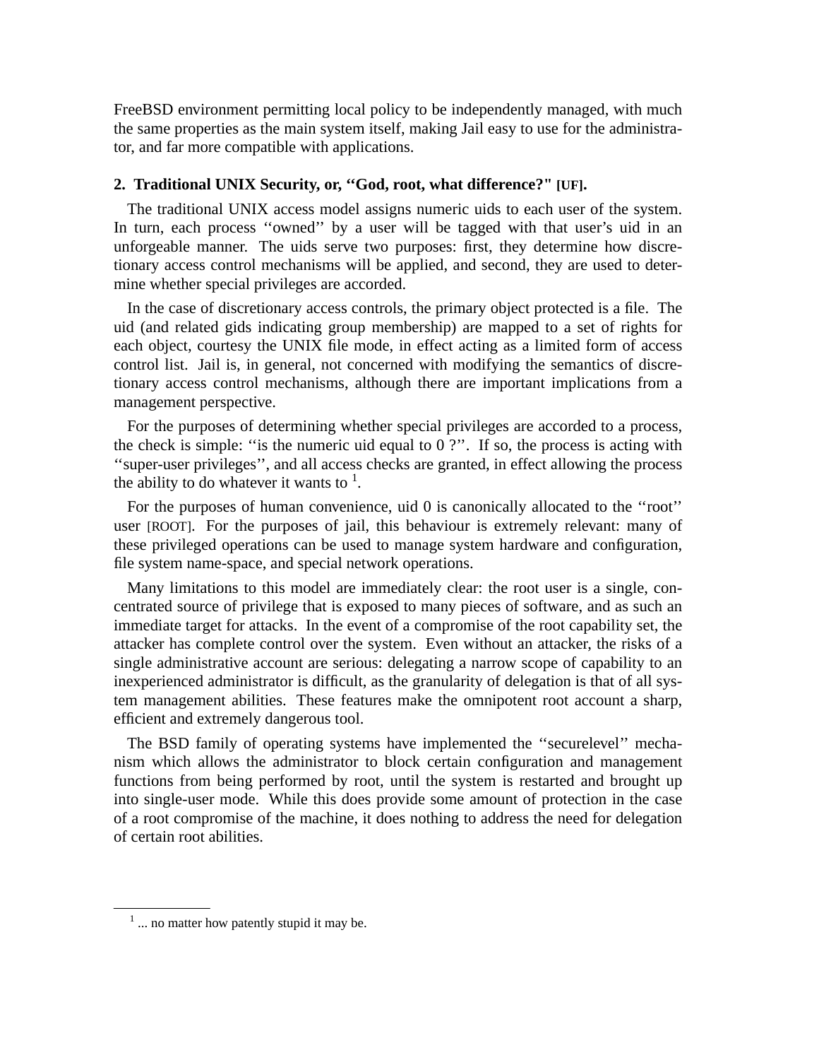FreeBSD environment permitting local policy to be independently managed, with much the same properties as the main system itself, making Jail easy to use for the administrator, and far more compatible with applications.

## 2. Traditional UNIX Security, or, ‘‘God, root, what difference?" [UF].

The traditional UNIX access model assigns numeric uids to each user of the system. In turn, each process ‘‘owned’’ by a user will be tagged with that user’s uid in an unforgeable manner. The uids serve two purposes: first, they determine how discretionary access control mechanisms will be applied, and second, they are used to determine whether special privileges are accorded.

In the case of discretionary access controls, the primary object protected is a file. The uid (and related gids indicating group membership) are mapped to a set of rights for each object, courtesy the UNIX file mode, in effect acting as a limited form of access control list. Jail is, in general, not concerned with modifying the semantics of discretionary access control mechanisms, although there are important implications from a management perspective.

For the purposes of determining whether special privileges are accorded to a process, the check is simple: ‘‘is the numeric uid equal to 0 ?’’. If so, the process is acting with ‘‘super-user privileges’’, and all access checks are granted, in effect allowing the process the ability to do whatever it wants to [1].

For the purposes of human convenience, uid 0 is canonically allocated to the ‘‘root’’ user [ROOT]. For the purposes of jail, this behaviour is extremely relevant: many of these privileged operations can be used to manage system hardware and configuration, file system name-space, and special network operations.

Many limitations to this model are immediately clear: the root user is a single, concentrated source of privilege that is exposed to many pieces of software, and as such an immediate target for attacks. In the event of a compromise of the root capability set, the attacker has complete control over the system. Even without an attacker, the risks of a single administrative account are serious: delegating a narrow scope of capability to an inexperienced administrator is difficult, as the granularity of delegation is that of all system management abilities. These features make the omnipotent root account a sharp, efficient and extremely dangerous tool.

The BSD family of operating systems have implemented the ‘‘securelevel’’ mechanism which allows the administrator to block certain configuration and management functions from being performed by root, until the system is restarted and brought up into single-user mode. While this does provide some amount of protection in the case of a root compromise of the machine, it does nothing to address the need for delegation of certain root abilities.

---

[1] ... no matter how patently stupid it may be.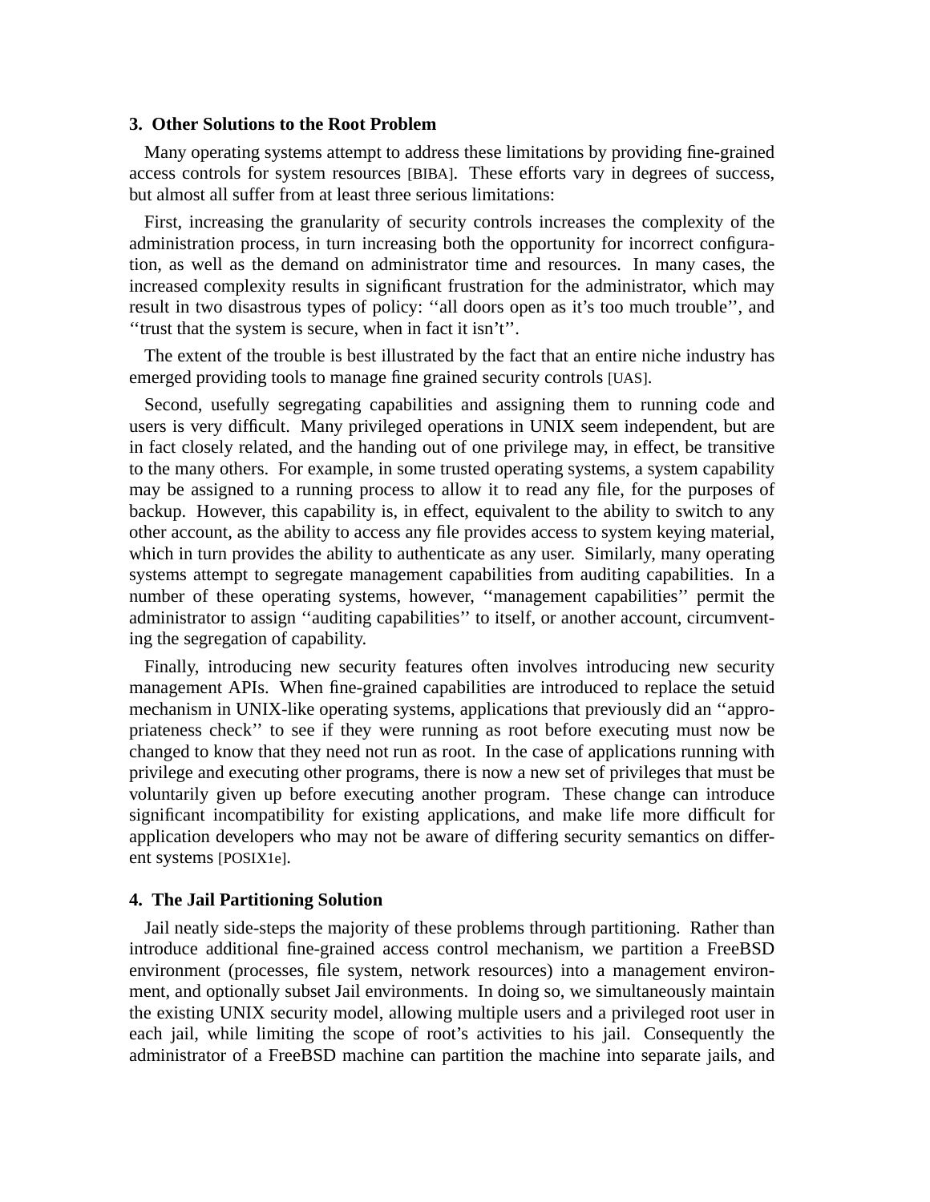## 3. Other Solutions to the Root Problem

Many operating systems attempt to address these limitations by providing fine-grained access controls for system resources [BIBA]. These efforts vary in degrees of success, but almost all suffer from at least three serious limitations:

First, increasing the granularity of security controls increases the complexity of the administration process, in turn increasing both the opportunity for incorrect configuration, as well as the demand on administrator time and resources. In many cases, the increased complexity results in significant frustration for the administrator, which may result in two disastrous types of policy: ‘‘all doors open as it’s too much trouble’’, and ‘‘trust that the system is secure, when in fact it isn’t’’.

The extent of the trouble is best illustrated by the fact that an entire niche industry has emerged providing tools to manage fine grained security controls [UAS].

Second, usefully segregating capabilities and assigning them to running code and users is very difficult. Many privileged operations in UNIX seem independent, but are in fact closely related, and the handing out of one privilege may, in effect, be transitive to the many others. For example, in some trusted operating systems, a system capability may be assigned to a running process to allow it to read any file, for the purposes of backup. However, this capability is, in effect, equivalent to the ability to switch to any other account, as the ability to access any file provides access to system keying material, which in turn provides the ability to authenticate as any user. Similarly, many operating systems attempt to segregate management capabilities from auditing capabilities. In a number of these operating systems, however, ‘‘management capabilities’’ permit the administrator to assign ‘‘auditing capabilities’’ to itself, or another account, circumventing the segregation of capability.

Finally, introducing new security features often involves introducing new security management APIs. When fine-grained capabilities are introduced to replace the setuid mechanism in UNIX-like operating systems, applications that previously did an ‘‘appropriateness check’’ to see if they were running as root before executing must now be changed to know that they need not run as root. In the case of applications running with privilege and executing other programs, there is now a new set of privileges that must be voluntarily given up before executing another program. These change can introduce significant incompatibility for existing applications, and make life more difficult for application developers who may not be aware of differing security semantics on different systems [POSIX1e].

## 4. The Jail Partitioning Solution

Jail neatly side-steps the majority of these problems through partitioning. Rather than introduce additional fine-grained access control mechanism, we partition a FreeBSD environment (processes, file system, network resources) into a management environment, and optionally subset Jail environments. In doing so, we simultaneously maintain the existing UNIX security model, allowing multiple users and a privileged root user in each jail, while limiting the scope of root’s activities to his jail. Consequently the administrator of a FreeBSD machine can partition the machine into separate jails, and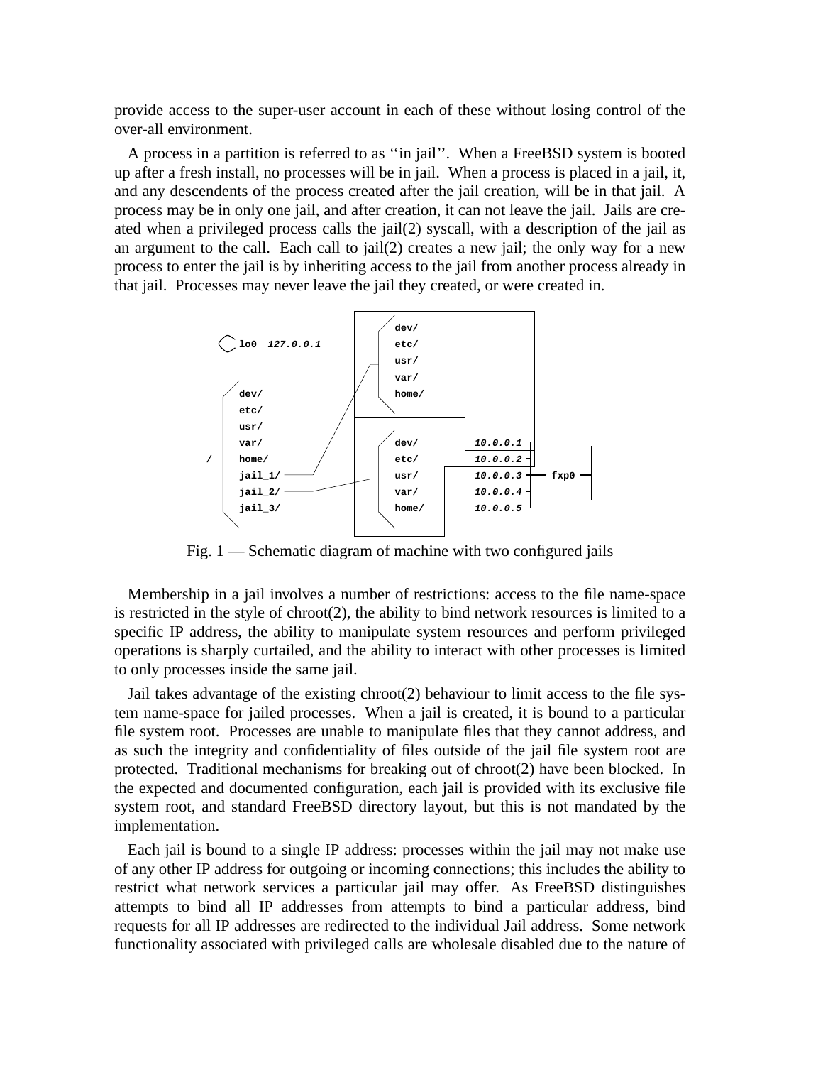provide access to the super-user account in each of these without losing control of the over-all environment.

A process in a partition is referred to as ''in jail''. When a FreeBSD system is booted up after a fresh install, no processes will be in jail. When a process is placed in a jail, it, and any descendents of the process created after the jail creation, will be in that jail. A process may be in only one jail, and after creation, it can not leave the jail. Jails are created when a privileged process calls the jail(2) syscall, with a description of the jail as an argument to the call. Each call to jail(2) creates a new jail; the only way for a new process to enter the jail is by inheriting access to the jail from another process already in that jail. Processes may never leave the jail they created, or were created in.

```
                                   dev/
  lo0 —127.0.0.1                   etc/
                                   usr/
                                   var/
         dev/                      home/
         etc/
         usr/
         var/                      dev/        10.0.0.1
   / —   home/                     etc/        10.0.0.2
         jail_1/                   usr/        10.0.0.3 —— fxp0
         jail_2/                   var/        10.0.0.4
         jail_3/                   home/       10.0.0.5
```

Fig. 1 — Schematic diagram of machine with two configured jails

Membership in a jail involves a number of restrictions: access to the file name-space is restricted in the style of chroot(2), the ability to bind network resources is limited to a specific IP address, the ability to manipulate system resources and perform privileged operations is sharply curtailed, and the ability to interact with other processes is limited to only processes inside the same jail.

Jail takes advantage of the existing chroot(2) behaviour to limit access to the file system name-space for jailed processes. When a jail is created, it is bound to a particular file system root. Processes are unable to manipulate files that they cannot address, and as such the integrity and confidentiality of files outside of the jail file system root are protected. Traditional mechanisms for breaking out of chroot(2) have been blocked. In the expected and documented configuration, each jail is provided with its exclusive file system root, and standard FreeBSD directory layout, but this is not mandated by the implementation.

Each jail is bound to a single IP address: processes within the jail may not make use of any other IP address for outgoing or incoming connections; this includes the ability to restrict what network services a particular jail may offer. As FreeBSD distinguishes attempts to bind all IP addresses from attempts to bind a particular address, bind requests for all IP addresses are redirected to the individual Jail address. Some network functionality associated with privileged calls are wholesale disabled due to the nature of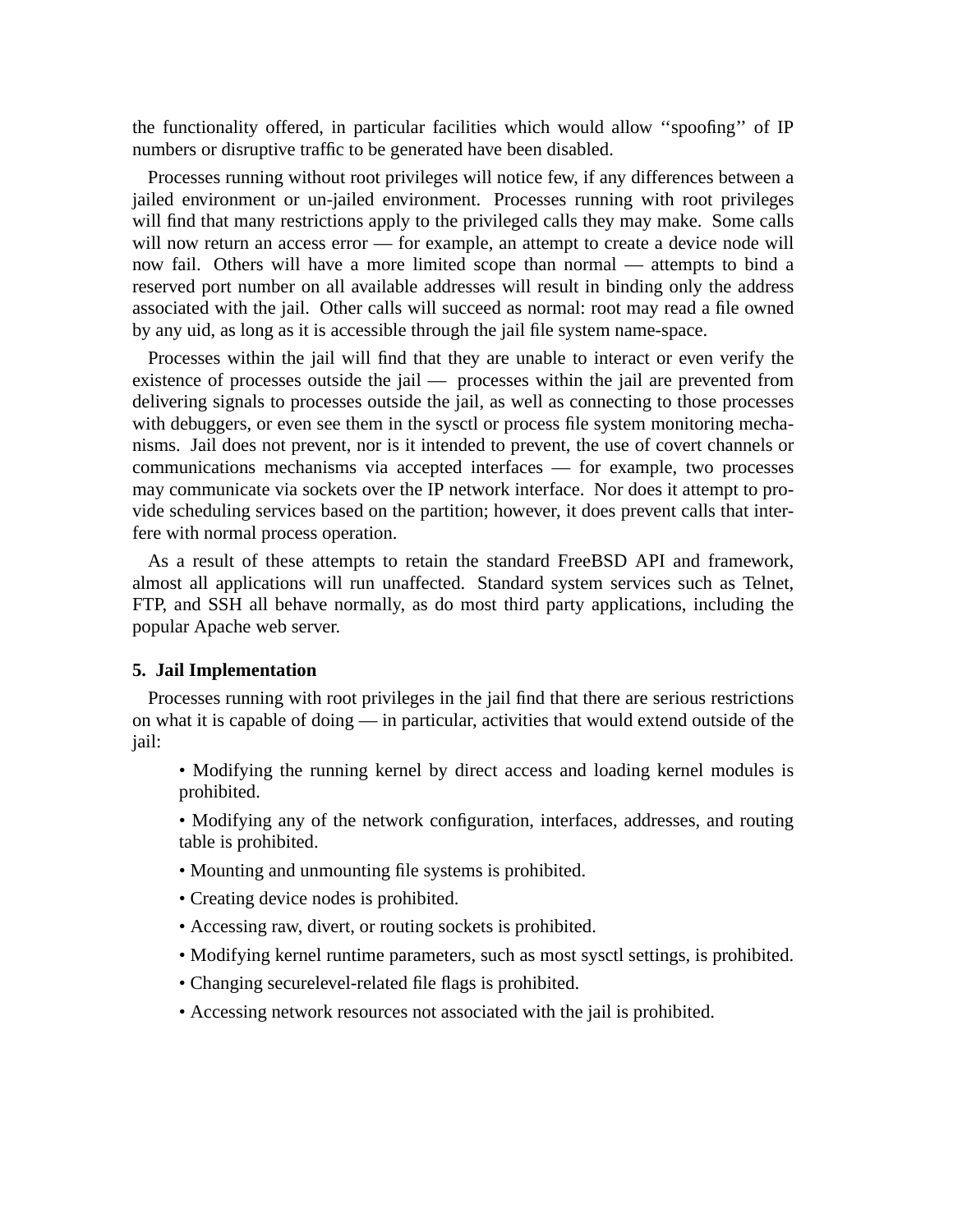the functionality offered, in particular facilities which would allow ''spoofing'' of IP numbers or disruptive traffic to be generated have been disabled.

Processes running without root privileges will notice few, if any differences between a jailed environment or un-jailed environment. Processes running with root privileges will find that many restrictions apply to the privileged calls they may make. Some calls will now return an access error — for example, an attempt to create a device node will now fail. Others will have a more limited scope than normal — attempts to bind a reserved port number on all available addresses will result in binding only the address associated with the jail. Other calls will succeed as normal: root may read a file owned by any uid, as long as it is accessible through the jail file system name-space.

Processes within the jail will find that they are unable to interact or even verify the existence of processes outside the jail — processes within the jail are prevented from delivering signals to processes outside the jail, as well as connecting to those processes with debuggers, or even see them in the sysctl or process file system monitoring mechanisms. Jail does not prevent, nor is it intended to prevent, the use of covert channels or communications mechanisms via accepted interfaces — for example, two processes may communicate via sockets over the IP network interface. Nor does it attempt to provide scheduling services based on the partition; however, it does prevent calls that interfere with normal process operation.

As a result of these attempts to retain the standard FreeBSD API and framework, almost all applications will run unaffected. Standard system services such as Telnet, FTP, and SSH all behave normally, as do most third party applications, including the popular Apache web server.

## 5. Jail Implementation

Processes running with root privileges in the jail find that there are serious restrictions on what it is capable of doing — in particular, activities that would extend outside of the jail:

- Modifying the running kernel by direct access and loading kernel modules is prohibited.
- Modifying any of the network configuration, interfaces, addresses, and routing table is prohibited.
- Mounting and unmounting file systems is prohibited.
- Creating device nodes is prohibited.
- Accessing raw, divert, or routing sockets is prohibited.
- Modifying kernel runtime parameters, such as most sysctl settings, is prohibited.
- Changing securelevel-related file flags is prohibited.
- Accessing network resources not associated with the jail is prohibited.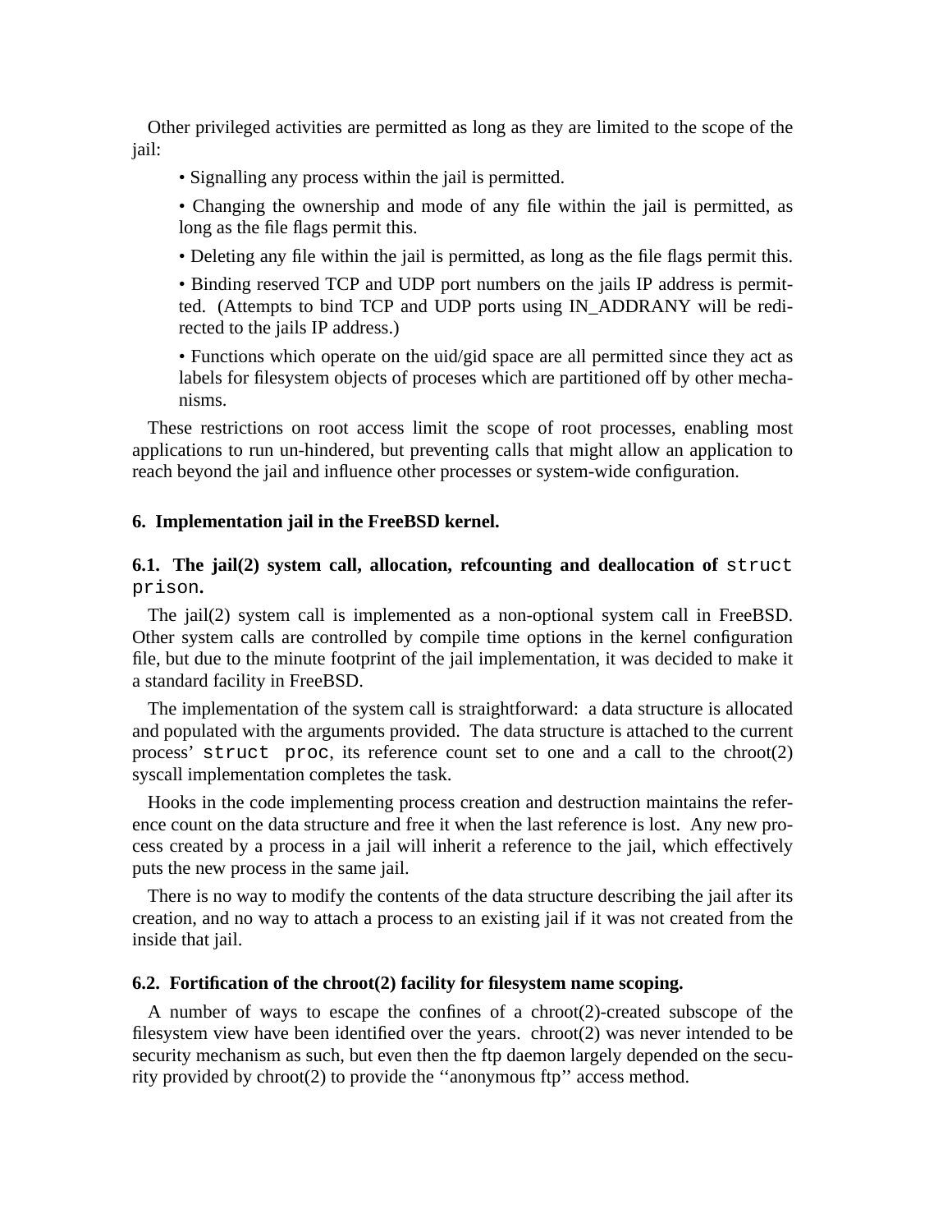Other privileged activities are permitted as long as they are limited to the scope of the jail:

- Signalling any process within the jail is permitted.
- Changing the ownership and mode of any file within the jail is permitted, as long as the file flags permit this.
- Deleting any file within the jail is permitted, as long as the file flags permit this.
- Binding reserved TCP and UDP port numbers on the jails IP address is permitted. (Attempts to bind TCP and UDP ports using IN_ADDRANY will be redirected to the jails IP address.)
- Functions which operate on the uid/gid space are all permitted since they act as labels for filesystem objects of proceses which are partitioned off by other mechanisms.

These restrictions on root access limit the scope of root processes, enabling most applications to run un-hindered, but preventing calls that might allow an application to reach beyond the jail and influence other processes or system-wide configuration.

## 6. Implementation jail in the FreeBSD kernel.

### 6.1. The jail(2) system call, allocation, refcounting and deallocation of `struct prison`.

The jail(2) system call is implemented as a non-optional system call in FreeBSD. Other system calls are controlled by compile time options in the kernel configuration file, but due to the minute footprint of the jail implementation, it was decided to make it a standard facility in FreeBSD.

The implementation of the system call is straightforward: a data structure is allocated and populated with the arguments provided. The data structure is attached to the current process' `struct proc`, its reference count set to one and a call to the chroot(2) syscall implementation completes the task.

Hooks in the code implementing process creation and destruction maintains the reference count on the data structure and free it when the last reference is lost. Any new process created by a process in a jail will inherit a reference to the jail, which effectively puts the new process in the same jail.

There is no way to modify the contents of the data structure describing the jail after its creation, and no way to attach a process to an existing jail if it was not created from the inside that jail.

### 6.2. Fortification of the chroot(2) facility for filesystem name scoping.

A number of ways to escape the confines of a chroot(2)-created subscope of the filesystem view have been identified over the years. chroot(2) was never intended to be security mechanism as such, but even then the ftp daemon largely depended on the security provided by chroot(2) to provide the ‘‘anonymous ftp’’ access method.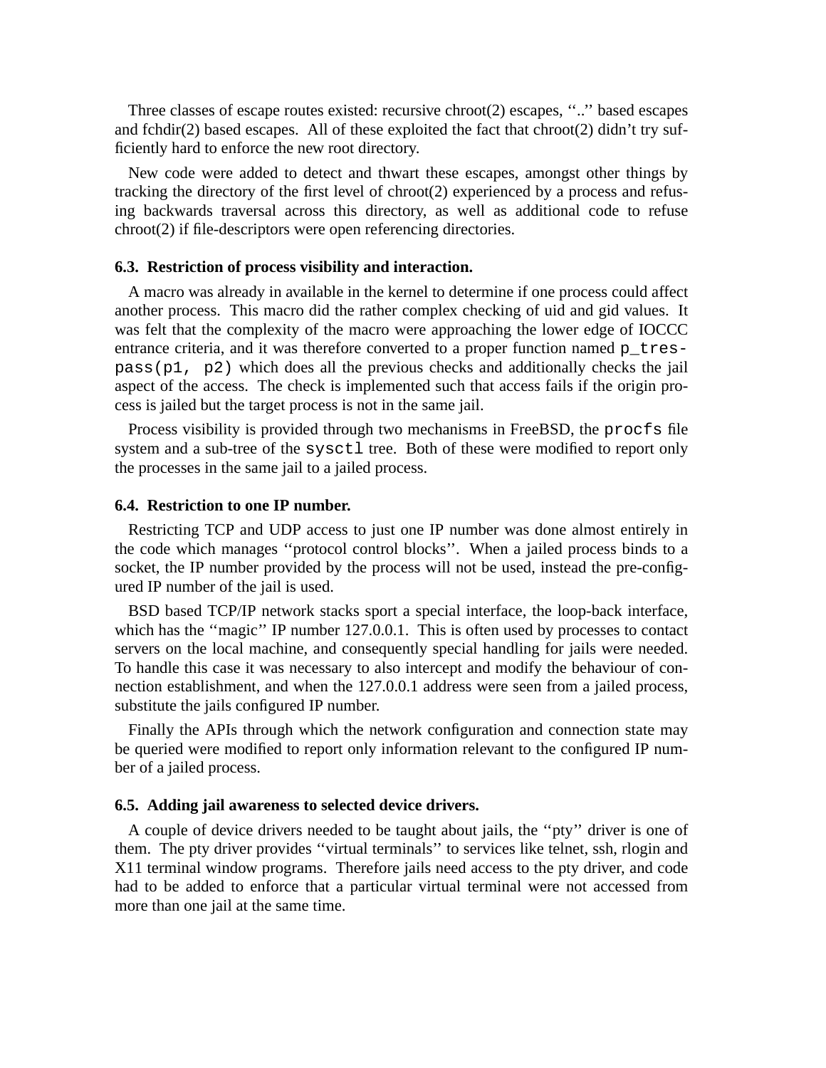Three classes of escape routes existed: recursive chroot(2) escapes, ‘‘..’’ based escapes and fchdir(2) based escapes. All of these exploited the fact that chroot(2) didn’t try sufficiently hard to enforce the new root directory.

New code were added to detect and thwart these escapes, amongst other things by tracking the directory of the first level of chroot(2) experienced by a process and refusing backwards traversal across this directory, as well as additional code to refuse chroot(2) if file-descriptors were open referencing directories.

### 6.3. Restriction of process visibility and interaction.

A macro was already in available in the kernel to determine if one process could affect another process. This macro did the rather complex checking of uid and gid values. It was felt that the complexity of the macro were approaching the lower edge of IOCCC entrance criteria, and it was therefore converted to a proper function named `p_trespass(p1, p2)` which does all the previous checks and additionally checks the jail aspect of the access. The check is implemented such that access fails if the origin process is jailed but the target process is not in the same jail.

Process visibility is provided through two mechanisms in FreeBSD, the `procfs` file system and a sub-tree of the `sysctl` tree. Both of these were modified to report only the processes in the same jail to a jailed process.

### 6.4. Restriction to one IP number.

Restricting TCP and UDP access to just one IP number was done almost entirely in the code which manages ‘‘protocol control blocks’’. When a jailed process binds to a socket, the IP number provided by the process will not be used, instead the pre-configured IP number of the jail is used.

BSD based TCP/IP network stacks sport a special interface, the loop-back interface, which has the ‘‘magic’’ IP number 127.0.0.1. This is often used by processes to contact servers on the local machine, and consequently special handling for jails were needed. To handle this case it was necessary to also intercept and modify the behaviour of connection establishment, and when the 127.0.0.1 address were seen from a jailed process, substitute the jails configured IP number.

Finally the APIs through which the network configuration and connection state may be queried were modified to report only information relevant to the configured IP number of a jailed process.

### 6.5. Adding jail awareness to selected device drivers.

A couple of device drivers needed to be taught about jails, the ‘‘pty’’ driver is one of them. The pty driver provides ‘‘virtual terminals’’ to services like telnet, ssh, rlogin and X11 terminal window programs. Therefore jails need access to the pty driver, and code had to be added to enforce that a particular virtual terminal were not accessed from more than one jail at the same time.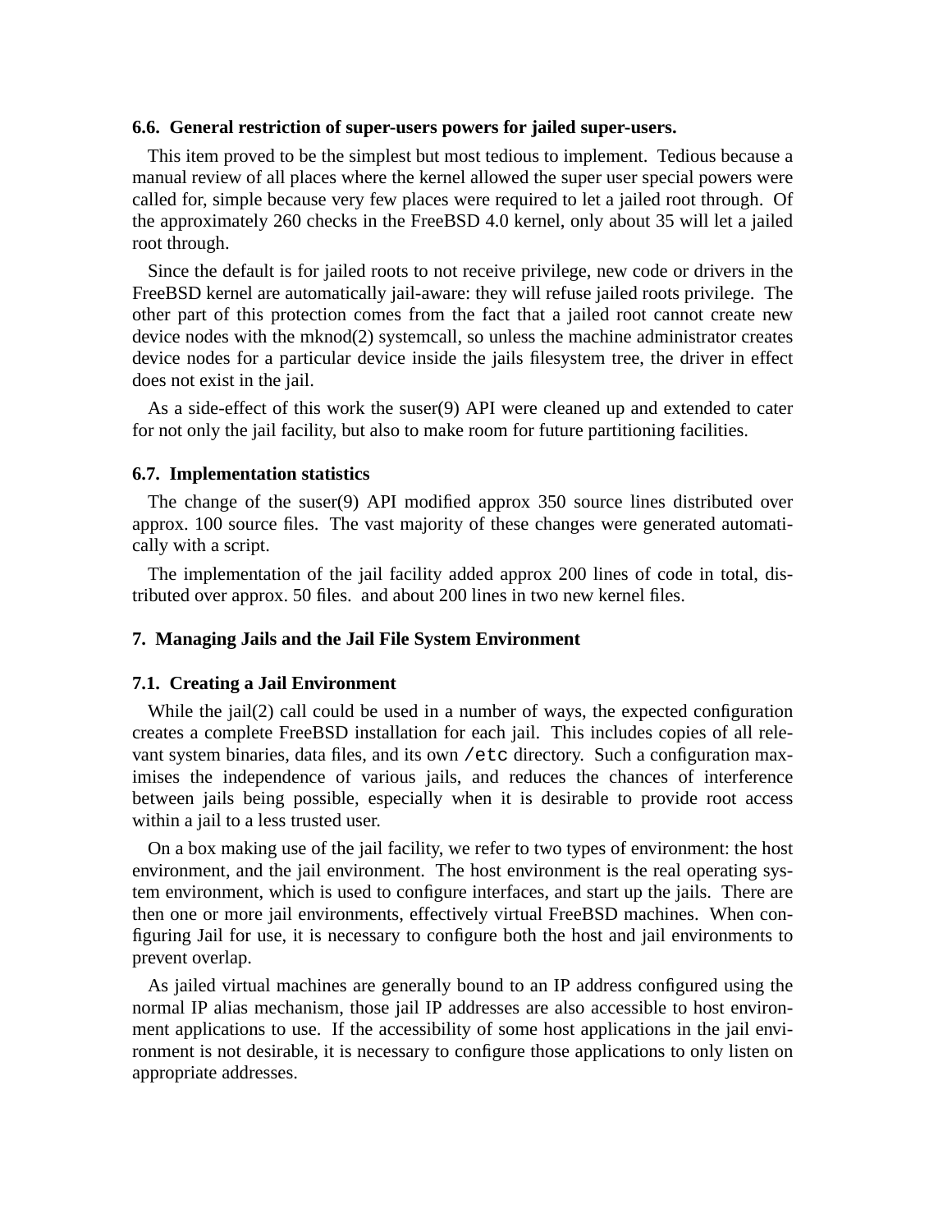### 6.6. General restriction of super-users powers for jailed super-users.

This item proved to be the simplest but most tedious to implement. Tedious because a manual review of all places where the kernel allowed the super user special powers were called for, simple because very few places were required to let a jailed root through. Of the approximately 260 checks in the FreeBSD 4.0 kernel, only about 35 will let a jailed root through.

Since the default is for jailed roots to not receive privilege, new code or drivers in the FreeBSD kernel are automatically jail-aware: they will refuse jailed roots privilege. The other part of this protection comes from the fact that a jailed root cannot create new device nodes with the mknod(2) systemcall, so unless the machine administrator creates device nodes for a particular device inside the jails filesystem tree, the driver in effect does not exist in the jail.

As a side-effect of this work the suser(9) API were cleaned up and extended to cater for not only the jail facility, but also to make room for future partitioning facilities.

### 6.7. Implementation statistics

The change of the suser(9) API modified approx 350 source lines distributed over approx. 100 source files. The vast majority of these changes were generated automatically with a script.

The implementation of the jail facility added approx 200 lines of code in total, distributed over approx. 50 files. and about 200 lines in two new kernel files.

## 7. Managing Jails and the Jail File System Environment

### 7.1. Creating a Jail Environment

While the jail(2) call could be used in a number of ways, the expected configuration creates a complete FreeBSD installation for each jail. This includes copies of all relevant system binaries, data files, and its own `/etc` directory. Such a configuration maximises the independence of various jails, and reduces the chances of interference between jails being possible, especially when it is desirable to provide root access within a jail to a less trusted user.

On a box making use of the jail facility, we refer to two types of environment: the host environment, and the jail environment. The host environment is the real operating system environment, which is used to configure interfaces, and start up the jails. There are then one or more jail environments, effectively virtual FreeBSD machines. When configuring Jail for use, it is necessary to configure both the host and jail environments to prevent overlap.

As jailed virtual machines are generally bound to an IP address configured using the normal IP alias mechanism, those jail IP addresses are also accessible to host environment applications to use. If the accessibility of some host applications in the jail environment is not desirable, it is necessary to configure those applications to only listen on appropriate addresses.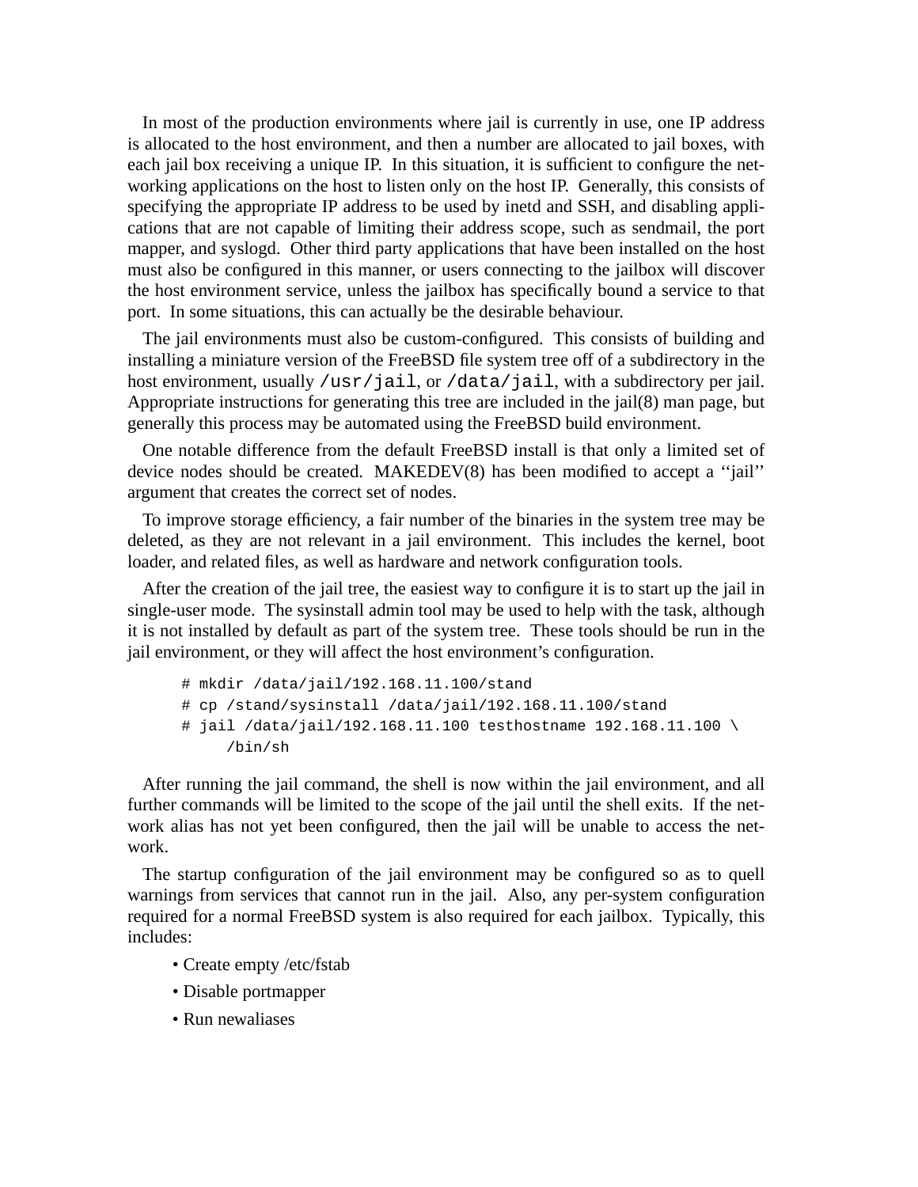In most of the production environments where jail is currently in use, one IP address is allocated to the host environment, and then a number are allocated to jail boxes, with each jail box receiving a unique IP. In this situation, it is sufficient to configure the networking applications on the host to listen only on the host IP. Generally, this consists of specifying the appropriate IP address to be used by inetd and SSH, and disabling applications that are not capable of limiting their address scope, such as sendmail, the port mapper, and syslogd. Other third party applications that have been installed on the host must also be configured in this manner, or users connecting to the jailbox will discover the host environment service, unless the jailbox has specifically bound a service to that port. In some situations, this can actually be the desirable behaviour.

The jail environments must also be custom-configured. This consists of building and installing a miniature version of the FreeBSD file system tree off of a subdirectory in the host environment, usually `/usr/jail`, or `/data/jail`, with a subdirectory per jail. Appropriate instructions for generating this tree are included in the jail(8) man page, but generally this process may be automated using the FreeBSD build environment.

One notable difference from the default FreeBSD install is that only a limited set of device nodes should be created. MAKEDEV(8) has been modified to accept a ''jail'' argument that creates the correct set of nodes.

To improve storage efficiency, a fair number of the binaries in the system tree may be deleted, as they are not relevant in a jail environment. This includes the kernel, boot loader, and related files, as well as hardware and network configuration tools.

After the creation of the jail tree, the easiest way to configure it is to start up the jail in single-user mode. The sysinstall admin tool may be used to help with the task, although it is not installed by default as part of the system tree. These tools should be run in the jail environment, or they will affect the host environment's configuration.

```
# mkdir /data/jail/192.168.11.100/stand
# cp /stand/sysinstall /data/jail/192.168.11.100/stand
# jail /data/jail/192.168.11.100 testhostname 192.168.11.100 \
     /bin/sh
```

After running the jail command, the shell is now within the jail environment, and all further commands will be limited to the scope of the jail until the shell exits. If the network alias has not yet been configured, then the jail will be unable to access the network.

The startup configuration of the jail environment may be configured so as to quell warnings from services that cannot run in the jail. Also, any per-system configuration required for a normal FreeBSD system is also required for each jailbox. Typically, this includes:

- Create empty /etc/fstab
- Disable portmapper
- Run newaliases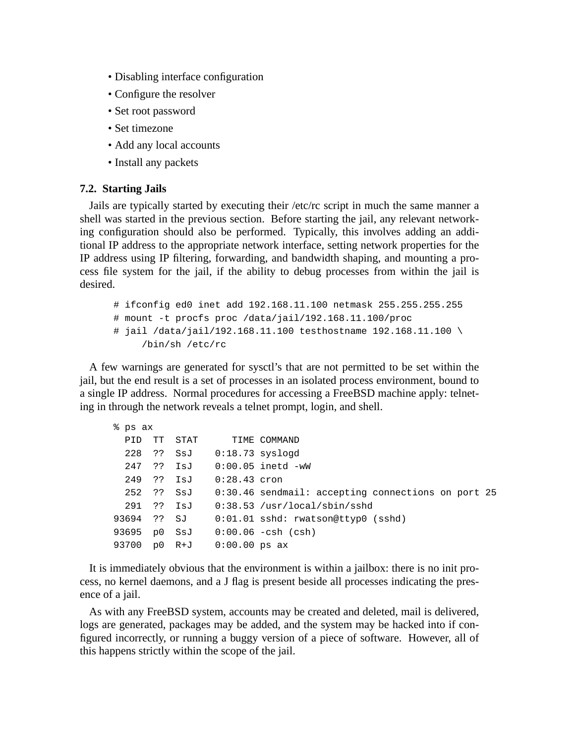- Disabling interface configuration
- Configure the resolver
- Set root password
- Set timezone
- Add any local accounts
- Install any packets

### 7.2. Starting Jails

Jails are typically started by executing their /etc/rc script in much the same manner a shell was started in the previous section. Before starting the jail, any relevant networking configuration should also be performed. Typically, this involves adding an additional IP address to the appropriate network interface, setting network properties for the IP address using IP filtering, forwarding, and bandwidth shaping, and mounting a process file system for the jail, if the ability to debug processes from within the jail is desired.

```
# ifconfig ed0 inet add 192.168.11.100 netmask 255.255.255.255
# mount -t procfs proc /data/jail/192.168.11.100/proc
# jail /data/jail/192.168.11.100 testhostname 192.168.11.100 \
      /bin/sh /etc/rc
```

A few warnings are generated for sysctl's that are not permitted to be set within the jail, but the end result is a set of processes in an isolated process environment, bound to a single IP address. Normal procedures for accessing a FreeBSD machine apply: telnetting in through the network reveals a telnet prompt, login, and shell.

```
% ps ax
  PID  TT  STAT      TIME COMMAND
  228  ??  SsJ    0:18.73 syslogd
  247  ??  IsJ    0:00.05 inetd -wW
  249  ??  IsJ    0:28.43 cron
  252  ??  SsJ    0:30.46 sendmail: accepting connections on port 25
  291  ??  IsJ    0:38.53 /usr/local/sbin/sshd
93694  ??  SJ     0:01.01 sshd: rwatson@ttyp0 (sshd)
93695  p0  SsJ    0:00.06 -csh (csh)
93700  p0  R+J    0:00.00 ps ax
```

It is immediately obvious that the environment is within a jailbox: there is no init process, no kernel daemons, and a J flag is present beside all processes indicating the presence of a jail.

As with any FreeBSD system, accounts may be created and deleted, mail is delivered, logs are generated, packages may be added, and the system may be hacked into if configured incorrectly, or running a buggy version of a piece of software. However, all of this happens strictly within the scope of the jail.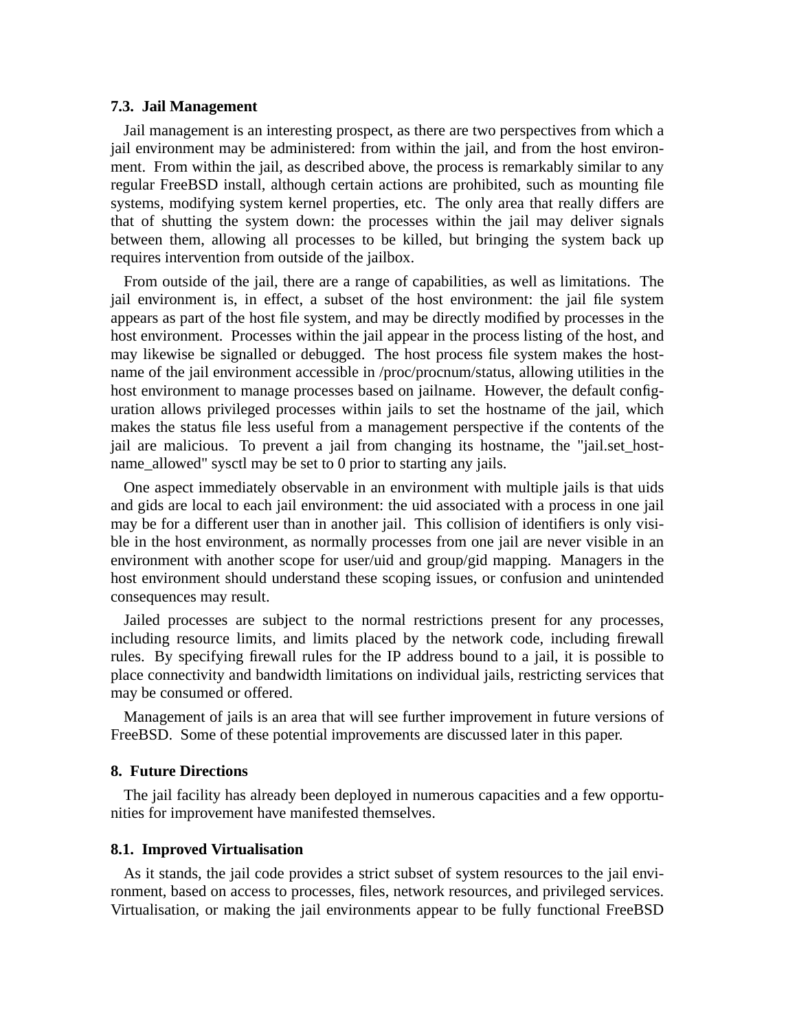### 7.3. Jail Management

Jail management is an interesting prospect, as there are two perspectives from which a jail environment may be administered: from within the jail, and from the host environment. From within the jail, as described above, the process is remarkably similar to any regular FreeBSD install, although certain actions are prohibited, such as mounting file systems, modifying system kernel properties, etc. The only area that really differs are that of shutting the system down: the processes within the jail may deliver signals between them, allowing all processes to be killed, but bringing the system back up requires intervention from outside of the jailbox.

From outside of the jail, there are a range of capabilities, as well as limitations. The jail environment is, in effect, a subset of the host environment: the jail file system appears as part of the host file system, and may be directly modified by processes in the host environment. Processes within the jail appear in the process listing of the host, and may likewise be signalled or debugged. The host process file system makes the hostname of the jail environment accessible in /proc/procnum/status, allowing utilities in the host environment to manage processes based on jailname. However, the default configuration allows privileged processes within jails to set the hostname of the jail, which makes the status file less useful from a management perspective if the contents of the jail are malicious. To prevent a jail from changing its hostname, the "jail.set_hostname_allowed" sysctl may be set to 0 prior to starting any jails.

One aspect immediately observable in an environment with multiple jails is that uids and gids are local to each jail environment: the uid associated with a process in one jail may be for a different user than in another jail. This collision of identifiers is only visible in the host environment, as normally processes from one jail are never visible in an environment with another scope for user/uid and group/gid mapping. Managers in the host environment should understand these scoping issues, or confusion and unintended consequences may result.

Jailed processes are subject to the normal restrictions present for any processes, including resource limits, and limits placed by the network code, including firewall rules. By specifying firewall rules for the IP address bound to a jail, it is possible to place connectivity and bandwidth limitations on individual jails, restricting services that may be consumed or offered.

Management of jails is an area that will see further improvement in future versions of FreeBSD. Some of these potential improvements are discussed later in this paper.

## 8. Future Directions

The jail facility has already been deployed in numerous capacities and a few opportunities for improvement have manifested themselves.

### 8.1. Improved Virtualisation

As it stands, the jail code provides a strict subset of system resources to the jail environment, based on access to processes, files, network resources, and privileged services. Virtualisation, or making the jail environments appear to be fully functional FreeBSD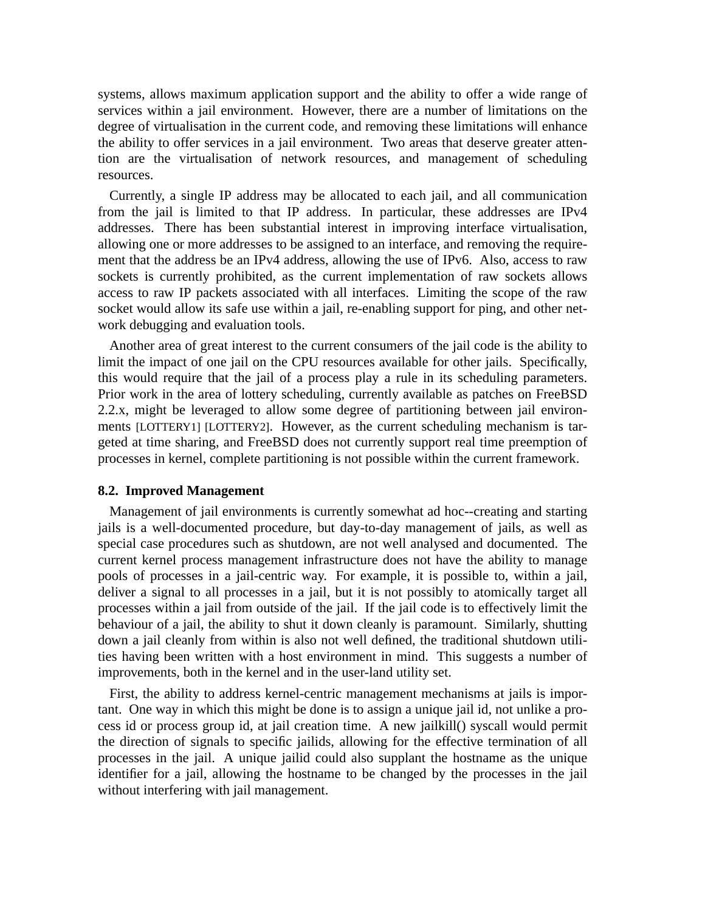systems, allows maximum application support and the ability to offer a wide range of services within a jail environment. However, there are a number of limitations on the degree of virtualisation in the current code, and removing these limitations will enhance the ability to offer services in a jail environment. Two areas that deserve greater attention are the virtualisation of network resources, and management of scheduling resources.

Currently, a single IP address may be allocated to each jail, and all communication from the jail is limited to that IP address. In particular, these addresses are IPv4 addresses. There has been substantial interest in improving interface virtualisation, allowing one or more addresses to be assigned to an interface, and removing the requirement that the address be an IPv4 address, allowing the use of IPv6. Also, access to raw sockets is currently prohibited, as the current implementation of raw sockets allows access to raw IP packets associated with all interfaces. Limiting the scope of the raw socket would allow its safe use within a jail, re-enabling support for ping, and other network debugging and evaluation tools.

Another area of great interest to the current consumers of the jail code is the ability to limit the impact of one jail on the CPU resources available for other jails. Specifically, this would require that the jail of a process play a rule in its scheduling parameters. Prior work in the area of lottery scheduling, currently available as patches on FreeBSD 2.2.x, might be leveraged to allow some degree of partitioning between jail environments [LOTTERY1] [LOTTERY2]. However, as the current scheduling mechanism is targeted at time sharing, and FreeBSD does not currently support real time preemption of processes in kernel, complete partitioning is not possible within the current framework.

### 8.2. Improved Management

Management of jail environments is currently somewhat ad hoc--creating and starting jails is a well-documented procedure, but day-to-day management of jails, as well as special case procedures such as shutdown, are not well analysed and documented. The current kernel process management infrastructure does not have the ability to manage pools of processes in a jail-centric way. For example, it is possible to, within a jail, deliver a signal to all processes in a jail, but it is not possibly to atomically target all processes within a jail from outside of the jail. If the jail code is to effectively limit the behaviour of a jail, the ability to shut it down cleanly is paramount. Similarly, shutting down a jail cleanly from within is also not well defined, the traditional shutdown utilities having been written with a host environment in mind. This suggests a number of improvements, both in the kernel and in the user-land utility set.

First, the ability to address kernel-centric management mechanisms at jails is important. One way in which this might be done is to assign a unique jail id, not unlike a process id or process group id, at jail creation time. A new jailkill() syscall would permit the direction of signals to specific jailids, allowing for the effective termination of all processes in the jail. A unique jailid could also supplant the hostname as the unique identifier for a jail, allowing the hostname to be changed by the processes in the jail without interfering with jail management.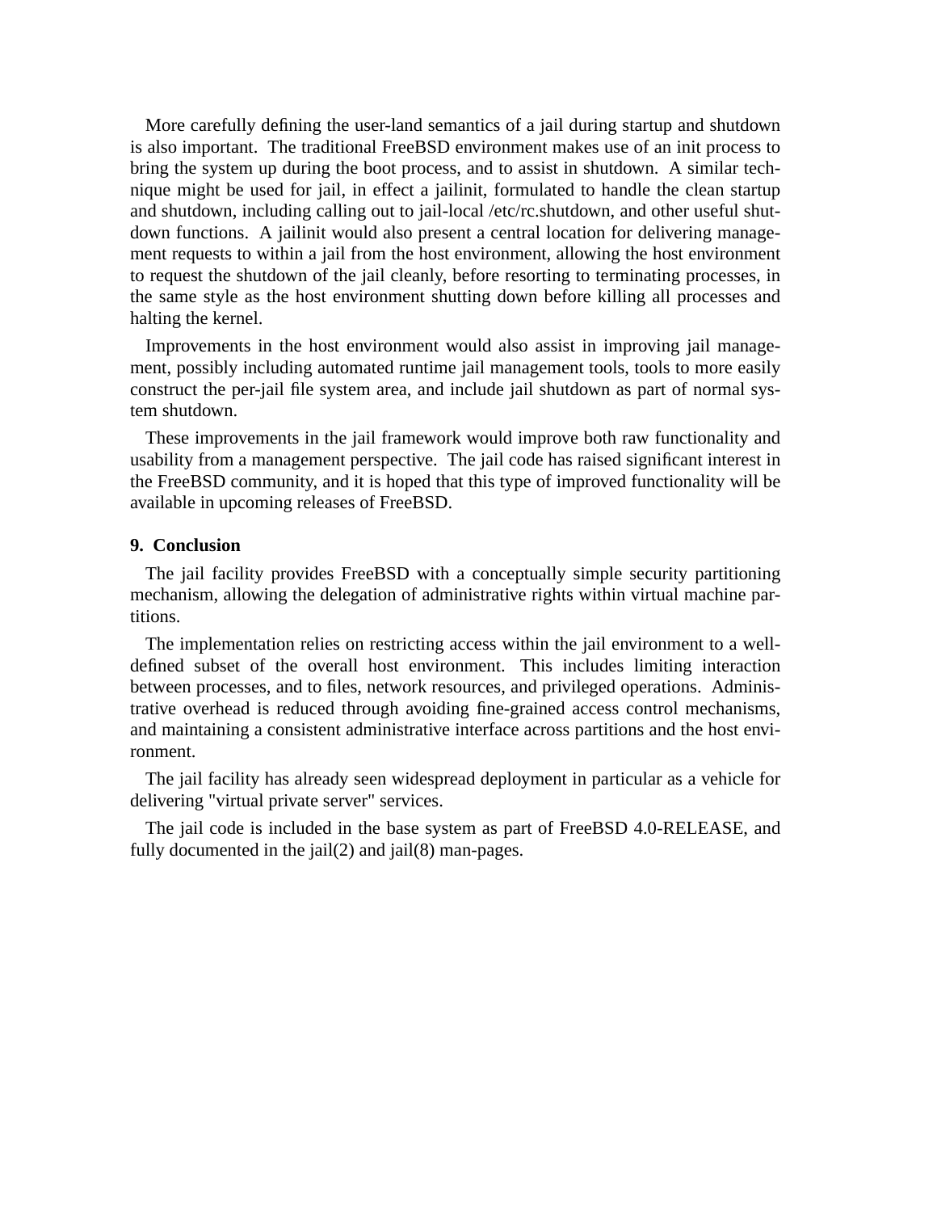More carefully defining the user-land semantics of a jail during startup and shutdown is also important. The traditional FreeBSD environment makes use of an init process to bring the system up during the boot process, and to assist in shutdown. A similar technique might be used for jail, in effect a jailinit, formulated to handle the clean startup and shutdown, including calling out to jail-local /etc/rc.shutdown, and other useful shutdown functions. A jailinit would also present a central location for delivering management requests to within a jail from the host environment, allowing the host environment to request the shutdown of the jail cleanly, before resorting to terminating processes, in the same style as the host environment shutting down before killing all processes and halting the kernel.

Improvements in the host environment would also assist in improving jail management, possibly including automated runtime jail management tools, tools to more easily construct the per-jail file system area, and include jail shutdown as part of normal system shutdown.

These improvements in the jail framework would improve both raw functionality and usability from a management perspective. The jail code has raised significant interest in the FreeBSD community, and it is hoped that this type of improved functionality will be available in upcoming releases of FreeBSD.

## 9. Conclusion

The jail facility provides FreeBSD with a conceptually simple security partitioning mechanism, allowing the delegation of administrative rights within virtual machine partitions.

The implementation relies on restricting access within the jail environment to a well-defined subset of the overall host environment. This includes limiting interaction between processes, and to files, network resources, and privileged operations. Administrative overhead is reduced through avoiding fine-grained access control mechanisms, and maintaining a consistent administrative interface across partitions and the host environment.

The jail facility has already seen widespread deployment in particular as a vehicle for delivering "virtual private server" services.

The jail code is included in the base system as part of FreeBSD 4.0-RELEASE, and fully documented in the jail(2) and jail(8) man-pages.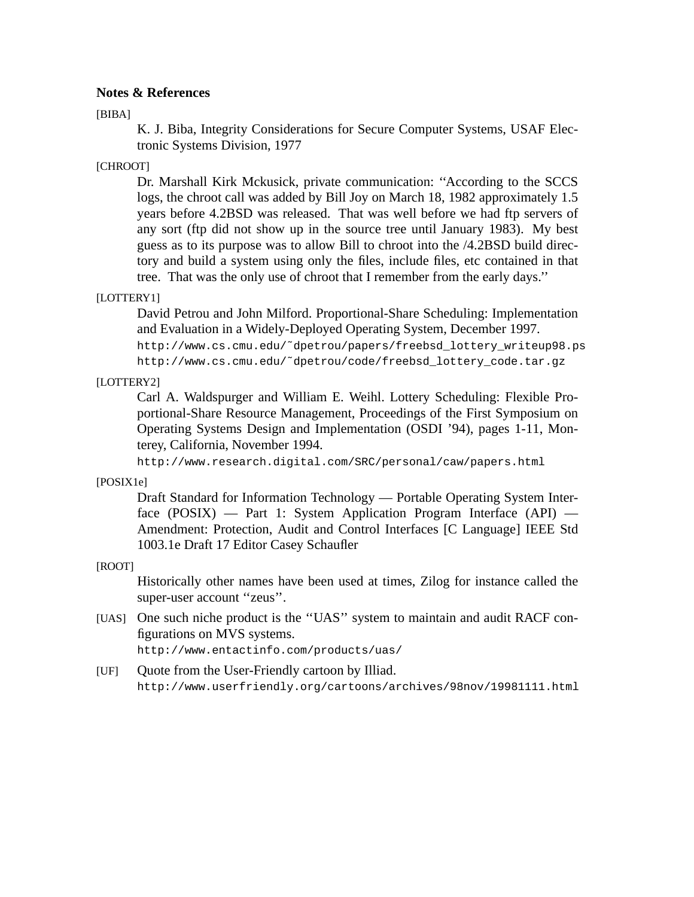**Notes & References**

[BIBA]

K. J. Biba, Integrity Considerations for Secure Computer Systems, USAF Electronic Systems Division, 1977

[CHROOT]

Dr. Marshall Kirk Mckusick, private communication: ''According to the SCCS logs, the chroot call was added by Bill Joy on March 18, 1982 approximately 1.5 years before 4.2BSD was released. That was well before we had ftp servers of any sort (ftp did not show up in the source tree until January 1983). My best guess as to its purpose was to allow Bill to chroot into the /4.2BSD build directory and build a system using only the files, include files, etc contained in that tree. That was the only use of chroot that I remember from the early days.''

[LOTTERY1]

David Petrou and John Milford. Proportional-Share Scheduling: Implementation and Evaluation in a Widely-Deployed Operating System, December 1997.
`http://www.cs.cmu.edu/˜dpetrou/papers/freebsd_lottery_writeup98.ps`
`http://www.cs.cmu.edu/˜dpetrou/code/freebsd_lottery_code.tar.gz`

[LOTTERY2]

Carl A. Waldspurger and William E. Weihl. Lottery Scheduling: Flexible Proportional-Share Resource Management, Proceedings of the First Symposium on Operating Systems Design and Implementation (OSDI '94), pages 1-11, Monterey, California, November 1994.
`http://www.research.digital.com/SRC/personal/caw/papers.html`

[POSIX1e]

Draft Standard for Information Technology — Portable Operating System Interface (POSIX) — Part 1: System Application Program Interface (API) — Amendment: Protection, Audit and Control Interfaces [C Language] IEEE Std 1003.1e Draft 17 Editor Casey Schaufler

[ROOT]

Historically other names have been used at times, Zilog for instance called the super-user account ''zeus''.

[UAS] One such niche product is the ''UAS'' system to maintain and audit RACF configurations on MVS systems.
`http://www.entactinfo.com/products/uas/`

[UF] Quote from the User-Friendly cartoon by Illiad.
`http://www.userfriendly.org/cartoons/archives/98nov/19981111.html`